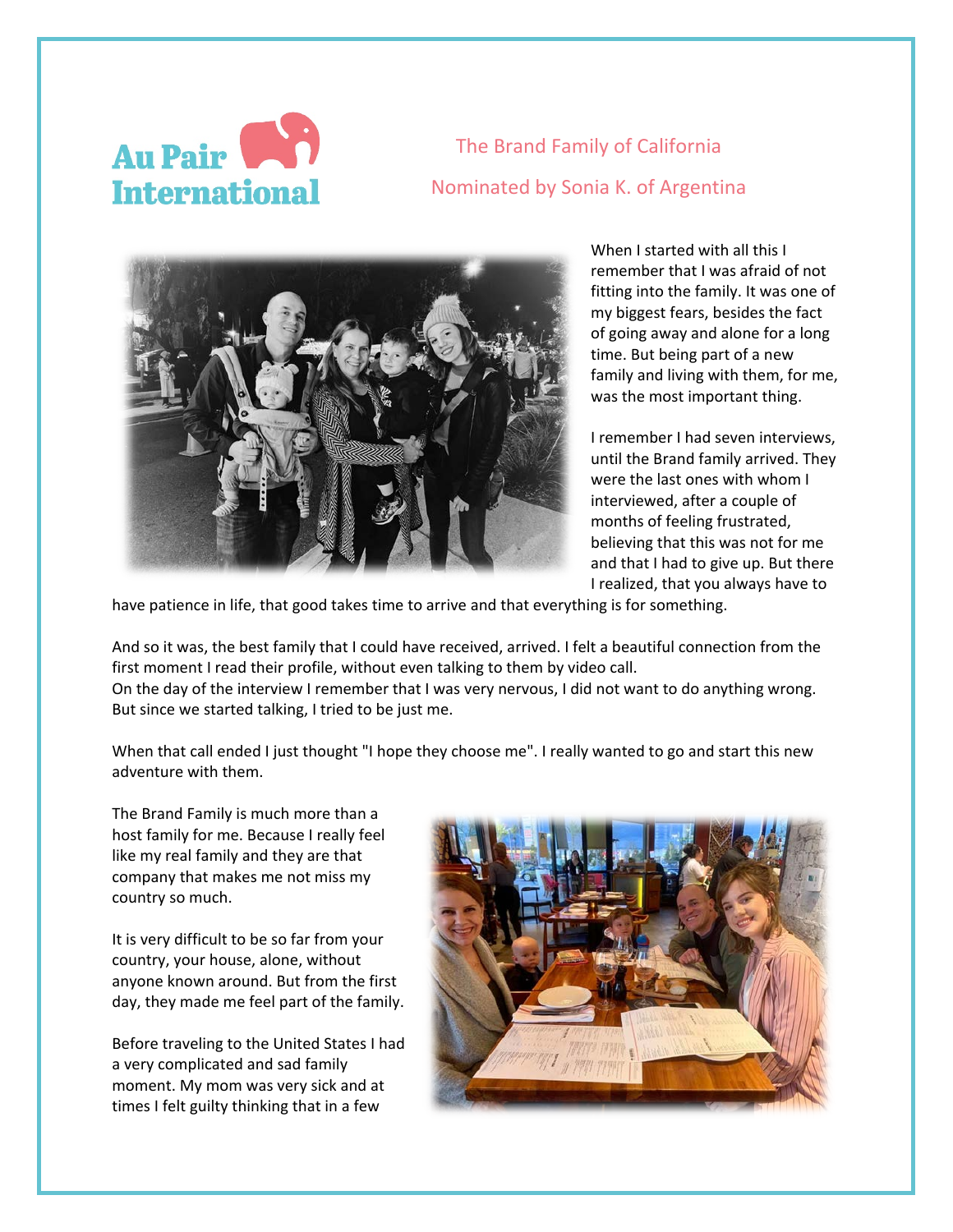Au Pair International

## The Brand Family of California

### Nominated by Sonia K. of Argentina

When I started with all this I remember that I was afraid of not fitting into the family. It was one of my biggest fears, besides the fact of going away and alone for a long time. But being part of a new family and living with them, for me, was the most important thing.

I remember I had seven interviews, until the Brand family arrived. They were the last ones with whom I interviewed, after a couple of months of feeling frustrated, believing that this was not for me and that I had to give up. But there I realized, that you always have to have patience in life, that good takes time to arrive and that everything is for something.

And so it was, the best family that I could have received, arrived. I felt a beautiful connection from the first moment I read their profile, without even talking to them by video call.
On the day of the interview I remember that I was very nervous, I did not want to do anything wrong. But since we started talking, I tried to be just me.

When that call ended I just thought "I hope they choose me". I really wanted to go and start this new adventure with them.

The Brand Family is much more than a host family for me. Because I really feel like my real family and they are that company that makes me not miss my country so much.

It is very difficult to be so far from your country, your house, alone, without anyone known around. But from the first day, they made me feel part of the family.

Before traveling to the United States I had a very complicated and sad family moment. My mom was very sick and at times I felt guilty thinking that in a few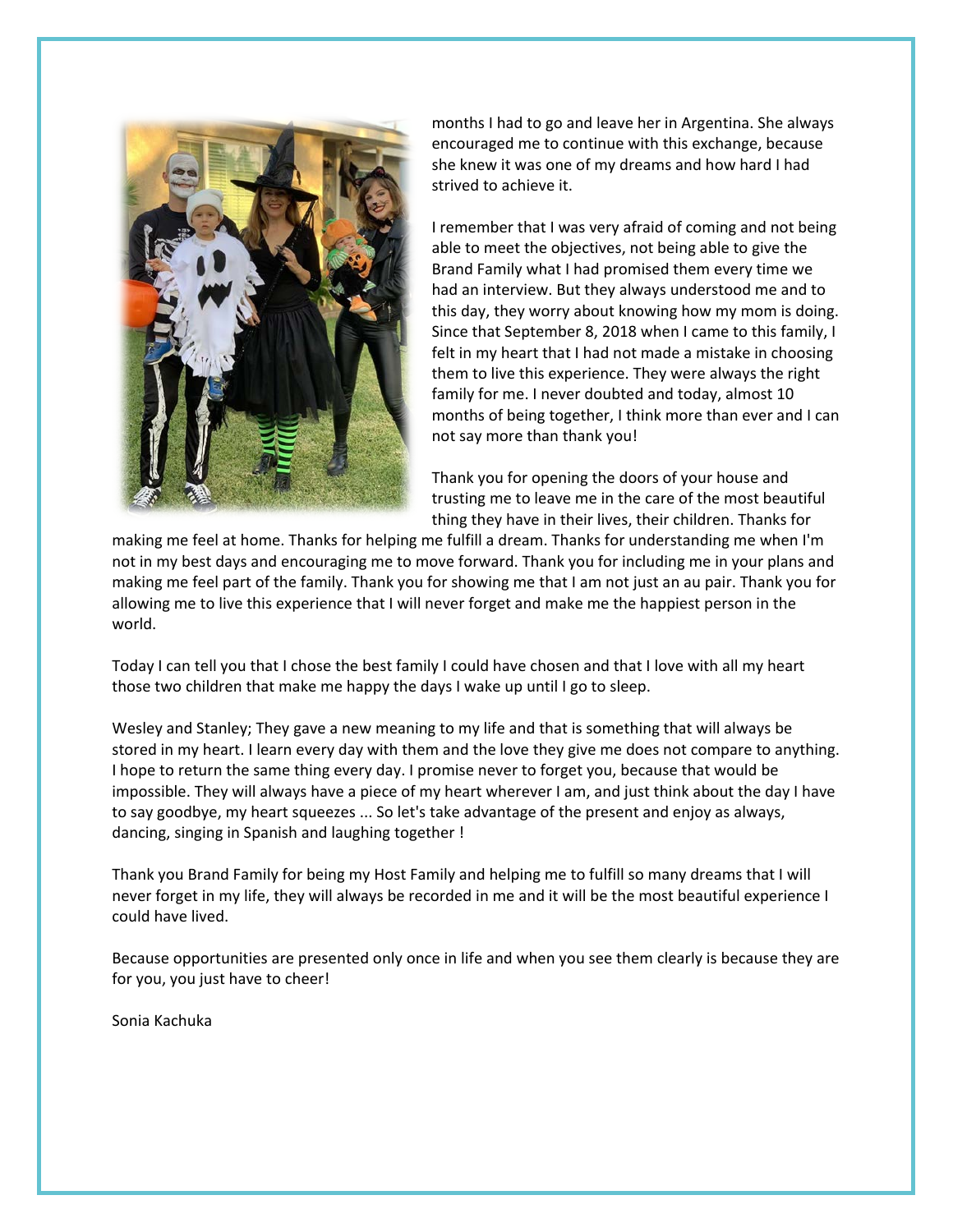months I had to go and leave her in Argentina. She always encouraged me to continue with this exchange, because she knew it was one of my dreams and how hard I had strived to achieve it.

I remember that I was very afraid of coming and not being able to meet the objectives, not being able to give the Brand Family what I had promised them every time we had an interview. But they always understood me and to this day, they worry about knowing how my mom is doing. Since that September 8, 2018 when I came to this family, I felt in my heart that I had not made a mistake in choosing them to live this experience. They were always the right family for me. I never doubted and today, almost 10 months of being together, I think more than ever and I can not say more than thank you!

Thank you for opening the doors of your house and trusting me to leave me in the care of the most beautiful thing they have in their lives, their children. Thanks for making me feel at home. Thanks for helping me fulfill a dream. Thanks for understanding me when I'm not in my best days and encouraging me to move forward. Thank you for including me in your plans and making me feel part of the family. Thank you for showing me that I am not just an au pair. Thank you for allowing me to live this experience that I will never forget and make me the happiest person in the world.

Today I can tell you that I chose the best family I could have chosen and that I love with all my heart those two children that make me happy the days I wake up until I go to sleep.

Wesley and Stanley; They gave a new meaning to my life and that is something that will always be stored in my heart. I learn every day with them and the love they give me does not compare to anything. I hope to return the same thing every day. I promise never to forget you, because that would be impossible. They will always have a piece of my heart wherever I am, and just think about the day I have to say goodbye, my heart squeezes ... So let's take advantage of the present and enjoy as always, dancing, singing in Spanish and laughing together !

Thank you Brand Family for being my Host Family and helping me to fulfill so many dreams that I will never forget in my life, they will always be recorded in me and it will be the most beautiful experience I could have lived.

Because opportunities are presented only once in life and when you see them clearly is because they are for you, you just have to cheer!

Sonia Kachuka